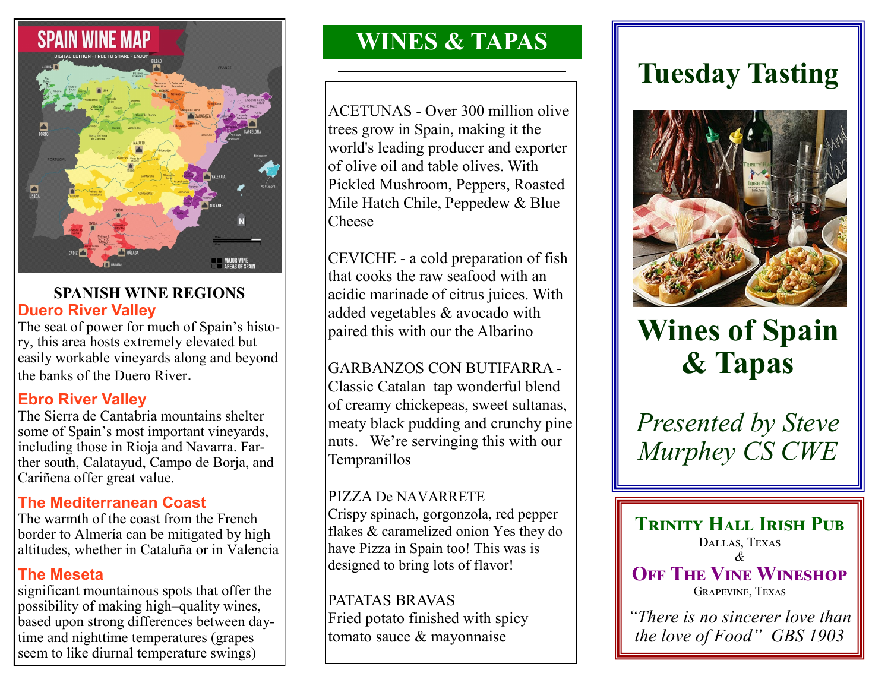## SPANISH WINE REGIONS

### Duero River Valley

The seat of power for much of Spain's history, this area hosts extremely elevated but easily workable vineyards along and beyond the banks of the Duero River.

### Ebro River Valley

The Sierra de Cantabria mountains shelter some of Spain's most important vineyards, including those in Rioja and Navarra. Farther south, Calatayud, Campo de Borja, and Cariñena offer great value.

### The Mediterranean Coast

The warmth of the coast from the French border to Almería can be mitigated by high altitudes, whether in Cataluña or in Valencia

### The Meseta

significant mountainous spots that offer the possibility of making high–quality wines, based upon strong differences between daytime and nighttime temperatures (grapes seem to like diurnal temperature swings)

## WINES & TAPAS

ACETUNAS - Over 300 million olive trees grow in Spain, making it the world's leading producer and exporter of olive oil and table olives. With Pickled Mushroom, Peppers, Roasted Mile Hatch Chile, Peppedew & Blue Cheese

CEVICHE - a cold preparation of fish that cooks the raw seafood with an acidic marinade of citrus juices. With added vegetables & avocado with paired this with our the Albarino

GARBANZOS CON BUTIFARRA - Classic Catalan tap wonderful blend of creamy chickepeas, sweet sultanas, meaty black pudding and crunchy pine nuts. We're servinging this with our Tempranillos

PIZZA De NAVARRETE
Crispy spinach, gorgonzola, red pepper flakes & caramelized onion Yes they do have Pizza in Spain too! This was is designed to bring lots of flavor!

PATATAS BRAVAS
Fried potato finished with spicy tomato sauce & mayonnaise

# Tuesday Tasting

# Wines of Spain & Tapas

*Presented by Steve Murphey CS CWE*

**TRINITY HALL IRISH PUB**
DALLAS, TEXAS
&
**OFF THE VINE WINESHOP**
GRAPEVINE, TEXAS

*"There is no sincerer love than the love of Food" GBS 1903*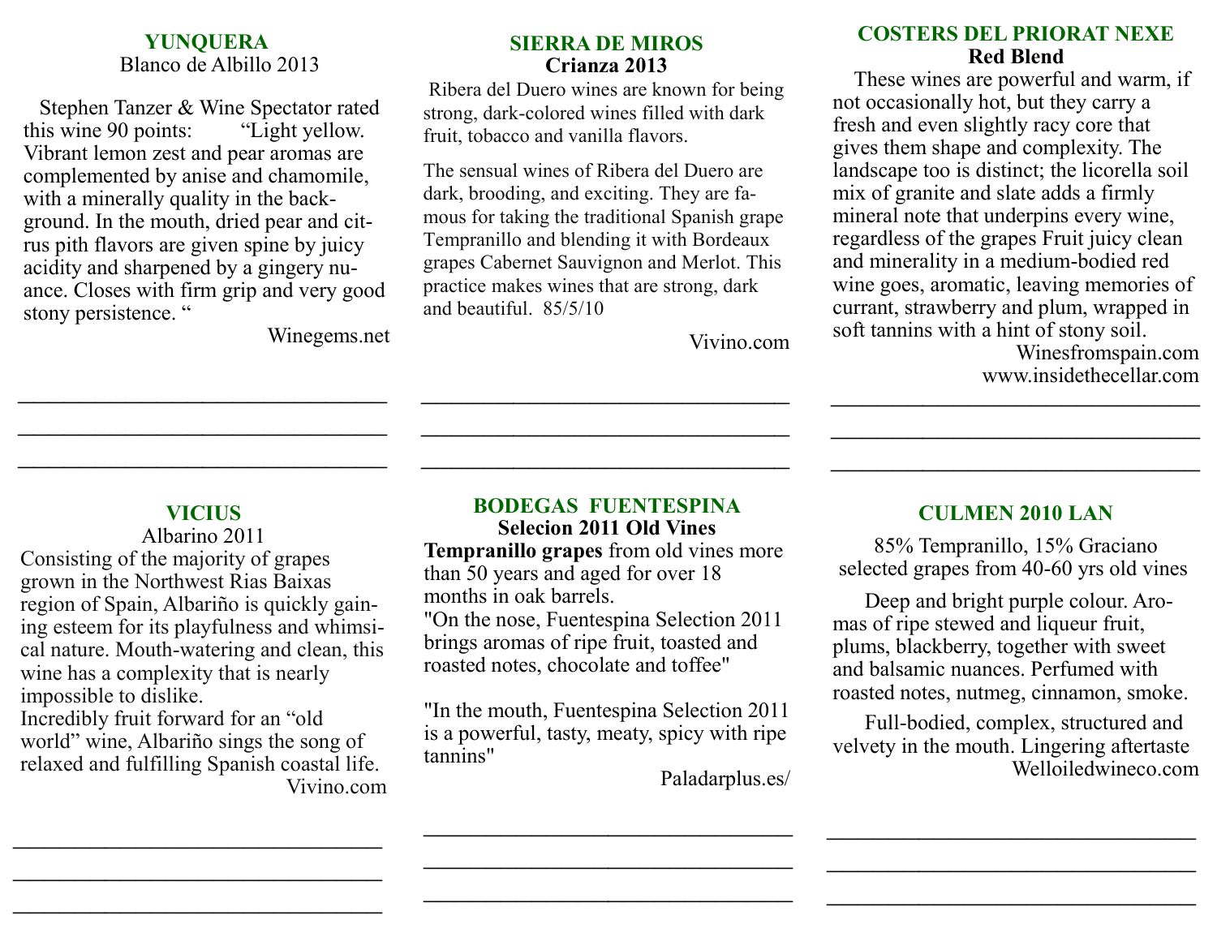## YUNQUERA

Blanco de Albillo 2013

Stephen Tanzer & Wine Spectator rated this wine 90 points: "Light yellow. Vibrant lemon zest and pear aromas are complemented by anise and chamomile, with a minerally quality in the background. In the mouth, dried pear and citrus pith flavors are given spine by juicy acidity and sharpened by a gingery nuance. Closes with firm grip and very good stony persistence. "

Winegems.net

\_\_\_\_\_\_\_\_\_\_\_\_\_\_\_\_\_\_\_\_\_\_\_\_\_\_\_\_\_\_\_\_

\_\_\_\_\_\_\_\_\_\_\_\_\_\_\_\_\_\_\_\_\_\_\_\_\_\_\_\_\_\_\_\_

\_\_\_\_\_\_\_\_\_\_\_\_\_\_\_\_\_\_\_\_\_\_\_\_\_\_\_\_\_\_\_\_

## SIERRA DE MIROS

**Crianza 2013**

Ribera del Duero wines are known for being strong, dark-colored wines filled with dark fruit, tobacco and vanilla flavors.

The sensual wines of Ribera del Duero are dark, brooding, and exciting. They are famous for taking the traditional Spanish grape Tempranillo and blending it with Bordeaux grapes Cabernet Sauvignon and Merlot. This practice makes wines that are strong, dark and beautiful. 85/5/10

Vivino.com

\_\_\_\_\_\_\_\_\_\_\_\_\_\_\_\_\_\_\_\_\_\_\_\_\_\_\_\_\_\_\_\_

\_\_\_\_\_\_\_\_\_\_\_\_\_\_\_\_\_\_\_\_\_\_\_\_\_\_\_\_\_\_\_\_

\_\_\_\_\_\_\_\_\_\_\_\_\_\_\_\_\_\_\_\_\_\_\_\_\_\_\_\_\_\_\_\_

## COSTERS DEL PRIORAT NEXE

**Red Blend**

These wines are powerful and warm, if not occasionally hot, but they carry a fresh and even slightly racy core that gives them shape and complexity. The landscape too is distinct; the licorella soil mix of granite and slate adds a firmly mineral note that underpins every wine, regardless of the grapes Fruit juicy clean and minerality in a medium-bodied red wine goes, aromatic, leaving memories of currant, strawberry and plum, wrapped in soft tannins with a hint of stony soil.

Winesfromspain.com
www.insidethecellar.com

\_\_\_\_\_\_\_\_\_\_\_\_\_\_\_\_\_\_\_\_\_\_\_\_\_\_\_\_\_\_\_\_

\_\_\_\_\_\_\_\_\_\_\_\_\_\_\_\_\_\_\_\_\_\_\_\_\_\_\_\_\_\_\_\_

\_\_\_\_\_\_\_\_\_\_\_\_\_\_\_\_\_\_\_\_\_\_\_\_\_\_\_\_\_\_\_\_

## VICIUS

Albarino 2011

Consisting of the majority of grapes grown in the Northwest Rias Baixas region of Spain, Albariño is quickly gaining esteem for its playfulness and whimsical nature. Mouth-watering and clean, this wine has a complexity that is nearly impossible to dislike.
Incredibly fruit forward for an "old world" wine, Albariño sings the song of relaxed and fulfilling Spanish coastal life.

Vivino.com

\_\_\_\_\_\_\_\_\_\_\_\_\_\_\_\_\_\_\_\_\_\_\_\_\_\_\_\_\_\_\_\_

\_\_\_\_\_\_\_\_\_\_\_\_\_\_\_\_\_\_\_\_\_\_\_\_\_\_\_\_\_\_\_\_

\_\_\_\_\_\_\_\_\_\_\_\_\_\_\_\_\_\_\_\_\_\_\_\_\_\_\_\_\_\_\_\_

## BODEGAS FUENTESPINA

**Selecion 2011 Old Vines**

**Tempranillo grapes** from old vines more than 50 years and aged for over 18 months in oak barrels.
"On the nose, Fuentespina Selection 2011 brings aromas of ripe fruit, toasted and roasted notes, chocolate and toffee"

"In the mouth, Fuentespina Selection 2011 is a powerful, tasty, meaty, spicy with ripe tannins"

Paladarplus.es/

\_\_\_\_\_\_\_\_\_\_\_\_\_\_\_\_\_\_\_\_\_\_\_\_\_\_\_\_\_\_\_\_

\_\_\_\_\_\_\_\_\_\_\_\_\_\_\_\_\_\_\_\_\_\_\_\_\_\_\_\_\_\_\_\_

\_\_\_\_\_\_\_\_\_\_\_\_\_\_\_\_\_\_\_\_\_\_\_\_\_\_\_\_\_\_\_\_

## CULMEN 2010 LAN

85% Tempranillo, 15% Graciano
selected grapes from 40-60 yrs old vines

Deep and bright purple colour. Aromas of ripe stewed and liqueur fruit, plums, blackberry, together with sweet and balsamic nuances. Perfumed with roasted notes, nutmeg, cinnamon, smoke.

Full-bodied, complex, structured and velvety in the mouth. Lingering aftertaste

Welloiledwineco.com

\_\_\_\_\_\_\_\_\_\_\_\_\_\_\_\_\_\_\_\_\_\_\_\_\_\_\_\_\_\_\_\_

\_\_\_\_\_\_\_\_\_\_\_\_\_\_\_\_\_\_\_\_\_\_\_\_\_\_\_\_\_\_\_\_

\_\_\_\_\_\_\_\_\_\_\_\_\_\_\_\_\_\_\_\_\_\_\_\_\_\_\_\_\_\_\_\_